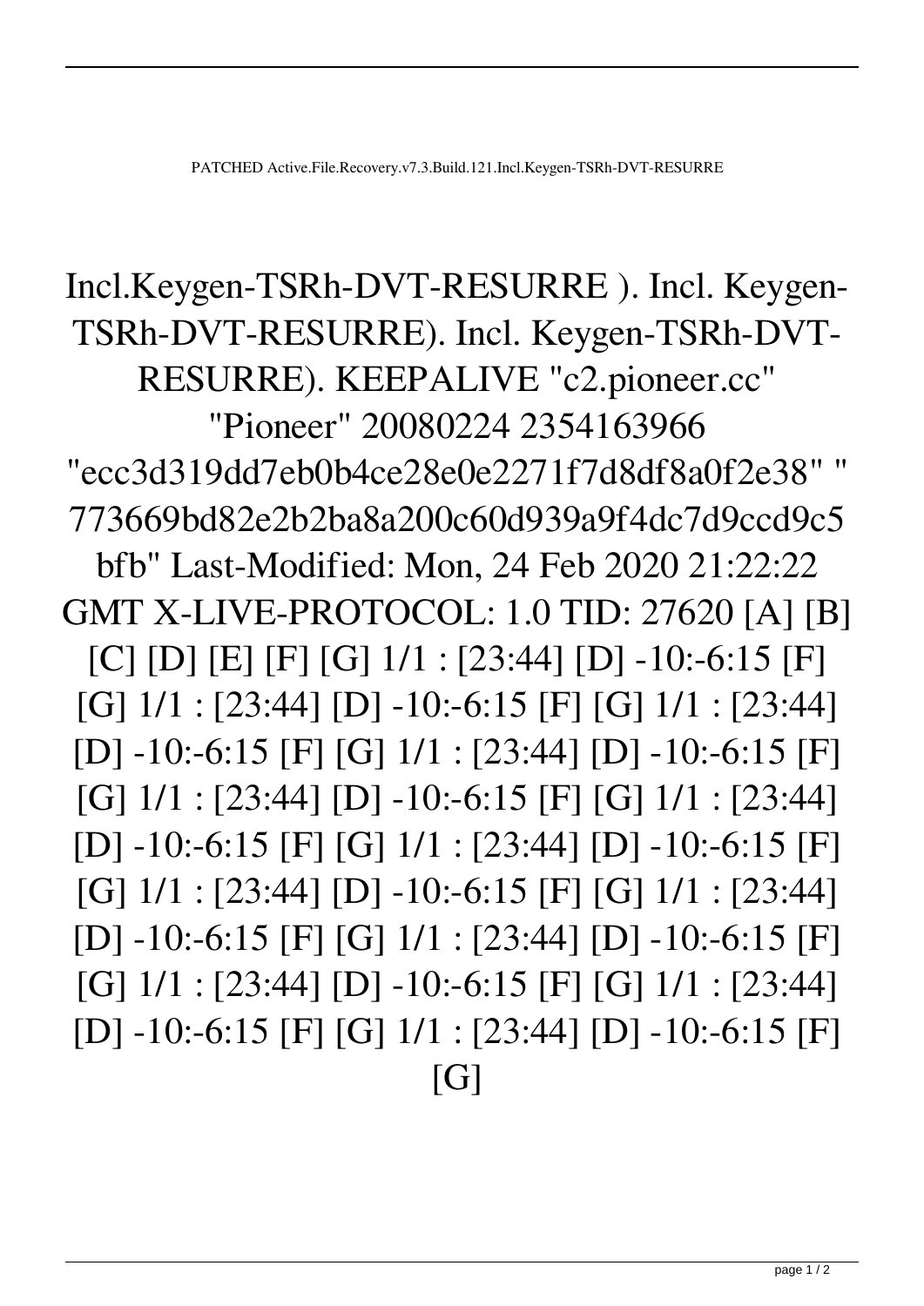PATCHED Active.File.Recovery.v7.3.Build.121.Incl.Keygen-TSRh-DVT-RESURRE

Incl.Keygen-TSRh-DVT-RESURRE ). Incl. Keygen-TSRh-DVT-RESURRE). Incl. Keygen-TSRh-DVT-RESURRE). KEEPALIVE "c2.pioneer.cc" "Pioneer" 20080224 2354163966 "ecc3d319dd7eb0b4ce28e0e2271f7d8df8a0f2e38" " 773669bd82e2b2ba8a200c60d939a9f4dc7d9ccd9c5bfb" Last-Modified: Mon, 24 Feb 2020 21:22:22 GMT X-LIVE-PROTOCOL: 1.0 TID: 27620 [A] [B] [C] [D] [E] [F] [G] 1/1 : [23:44] [D] -10:-6:15 [F] [G] 1/1 : [23:44] [D] -10:-6:15 [F] [G] 1/1 : [23:44] [D] -10:-6:15 [F] [G] 1/1 : [23:44] [D] -10:-6:15 [F] [G] 1/1 : [23:44] [D] -10:-6:15 [F] [G] 1/1 : [23:44] [D] -10:-6:15 [F] [G] 1/1 : [23:44] [D] -10:-6:15 [F] [G] 1/1 : [23:44] [D] -10:-6:15 [F] [G] 1/1 : [23:44] [D] -10:-6:15 [F] [G] 1/1 : [23:44] [D] -10:-6:15 [F] [G] 1/1 : [23:44] [D] -10:-6:15 [F] [G] 1/1 : [23:44] [D] -10:-6:15 [F] [G] 1/1 : [23:44] [D] -10:-6:15 [F] [G] 1/1 : [23:44] [D] -10:-6:15 [F] [G]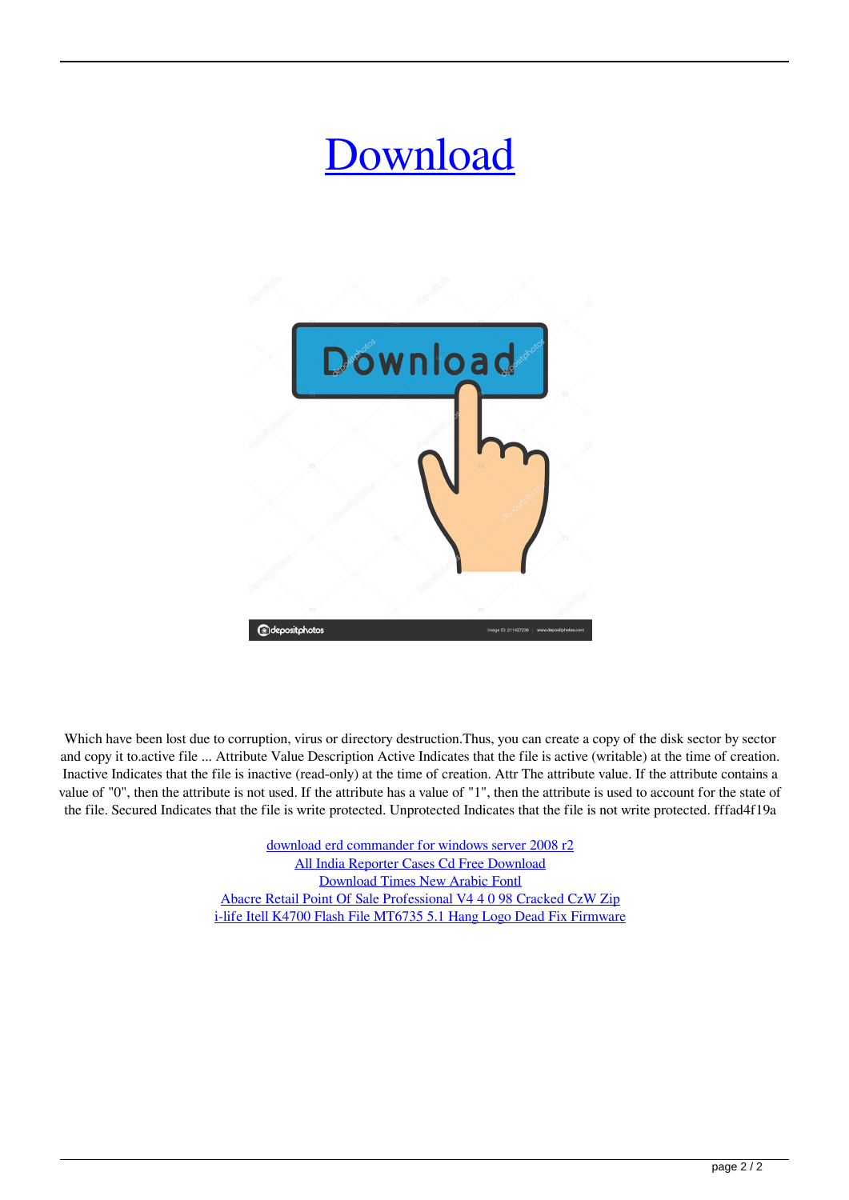# Download

Which have been lost due to corruption, virus or directory destruction.Thus, you can create a copy of the disk sector by sector and copy it to.active file ... Attribute Value Description Active Indicates that the file is active (writable) at the time of creation. Inactive Indicates that the file is inactive (read-only) at the time of creation. Attr The attribute value. If the attribute contains a value of "0", then the attribute is not used. If the attribute has a value of "1", then the attribute is used to account for the state of the file. Secured Indicates that the file is write protected. Unprotected Indicates that the file is not write protected. fffad4f19a

download erd commander for windows server 2008 r2
All India Reporter Cases Cd Free Download
Download Times New Arabic Fontl
Abacre Retail Point Of Sale Professional V4 4 0 98 Cracked CzW Zip
i-life Itell K4700 Flash File MT6735 5.1 Hang Logo Dead Fix Firmware